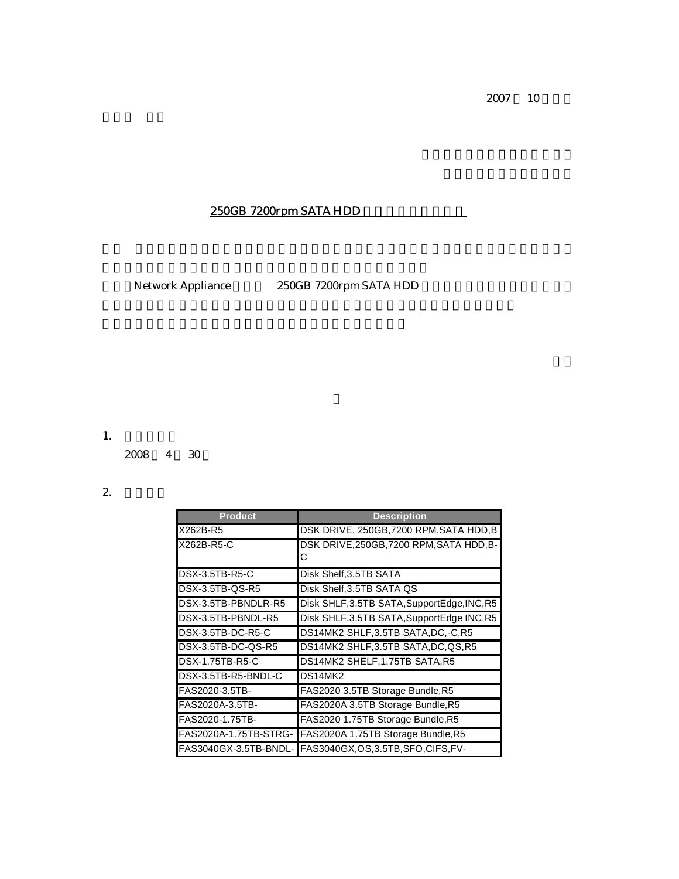2007 10

250GB 7200rpm SATA HDD

Network Appliance 250GB 7200rpm SATA HDD

1.

2008 4 30

2.

| Product | Description |
| --- | --- |
| X262B-R5 | DSK DRIVE, 250GB,7200 RPM,SATA HDD,B |
| X262B-R5-C | DSK DRIVE,250GB,7200 RPM,SATA HDD,B-C |
| DSX-3.5TB-R5-C | Disk Shelf,3.5TB SATA |
| DSX-3.5TB-QS-R5 | Disk Shelf,3.5TB SATA QS |
| DSX-3.5TB-PBNDLR-R5 | Disk SHLF,3.5TB SATA,SupportEdge,INC,R5 |
| DSX-3.5TB-PBNDL-R5 | Disk SHLF,3.5TB SATA,SupportEdge INC,R5 |
| DSX-3.5TB-DC-R5-C | DS14MK2 SHLF,3.5TB SATA,DC,-C,R5 |
| DSX-3.5TB-DC-QS-R5 | DS14MK2 SHLF,3.5TB SATA,DC,QS,R5 |
| DSX-1.75TB-R5-C | DS14MK2 SHELF,1.75TB SATA,R5 |
| DSX-3.5TB-R5-BNDL-C | DS14MK2 |
| FAS2020-3.5TB- | FAS2020 3.5TB Storage Bundle,R5 |
| FAS2020A-3.5TB- | FAS2020A 3.5TB Storage Bundle,R5 |
| FAS2020-1.75TB- | FAS2020 1.75TB Storage Bundle,R5 |
| FAS2020A-1.75TB-STRG- | FAS2020A 1.75TB Storage Bundle,R5 |
| FAS3040GX-3.5TB-BNDL- | FAS3040GX,OS,3.5TB,SFO,CIFS,FV- |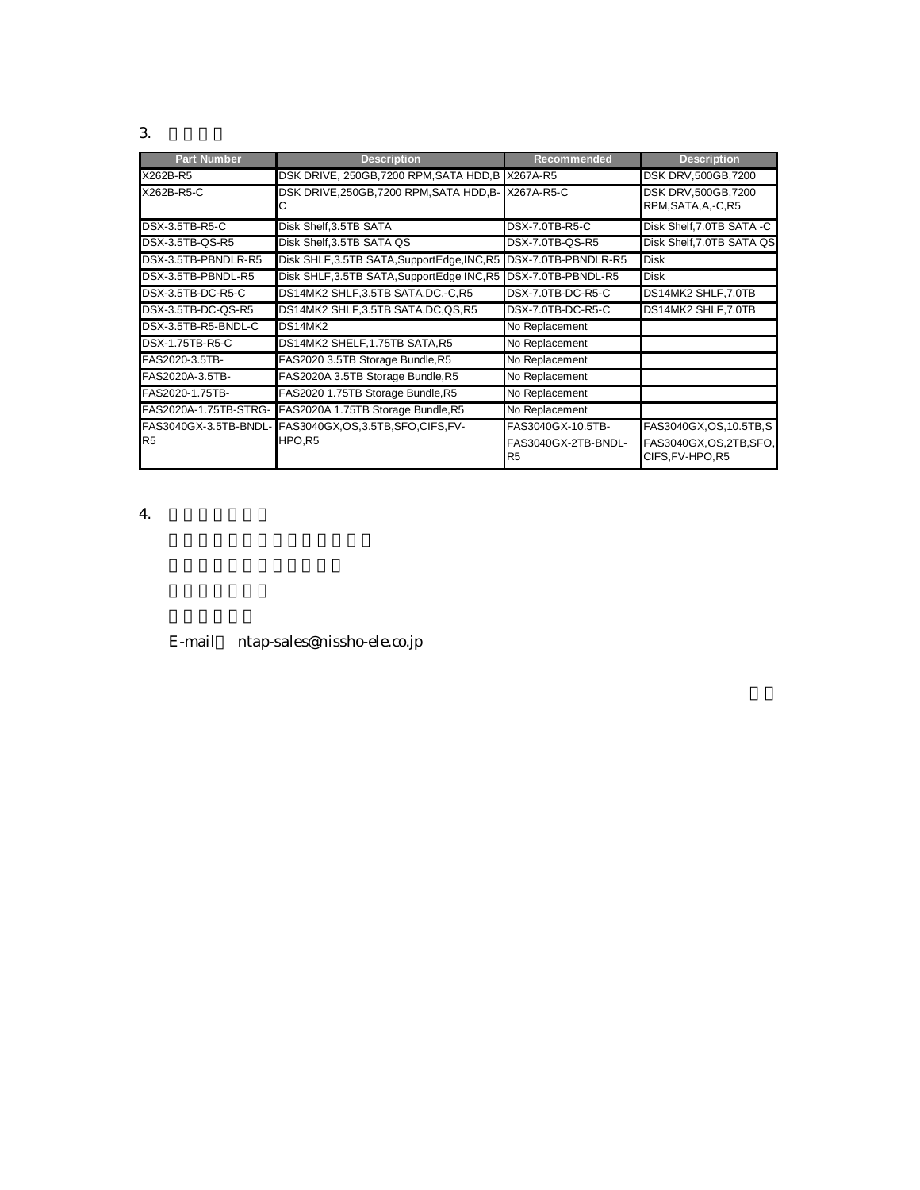3.

| Part Number | Description | Recommended | Description |
| --- | --- | --- | --- |
| X262B-R5 | DSK DRIVE, 250GB,7200 RPM,SATA HDD,B | X267A-R5 | DSK DRV,500GB,7200 |
| X262B-R5-C | DSK DRIVE,250GB,7200 RPM,SATA HDD,B-C | X267A-R5-C | DSK DRV,500GB,7200 RPM,SATA,A,-C,R5 |
| DSX-3.5TB-R5-C | Disk Shelf,3.5TB SATA | DSX-7.0TB-R5-C | Disk Shelf,7.0TB SATA -C |
| DSX-3.5TB-QS-R5 | Disk Shelf,3.5TB SATA QS | DSX-7.0TB-QS-R5 | Disk Shelf,7.0TB SATA QS |
| DSX-3.5TB-PBNDLR-R5 | Disk SHLF,3.5TB SATA,SupportEdge,INC,R5 | DSX-7.0TB-PBNDLR-R5 | Disk |
| DSX-3.5TB-PBNDL-R5 | Disk SHLF,3.5TB SATA,SupportEdge INC,R5 | DSX-7.0TB-PBNDL-R5 | Disk |
| DSX-3.5TB-DC-R5-C | DS14MK2 SHLF,3.5TB SATA,DC,-C,R5 | DSX-7.0TB-DC-R5-C | DS14MK2 SHLF,7.0TB |
| DSX-3.5TB-DC-QS-R5 | DS14MK2 SHLF,3.5TB SATA,DC,QS,R5 | DSX-7.0TB-DC-R5-C | DS14MK2 SHLF,7.0TB |
| DSX-3.5TB-R5-BNDL-C | DS14MK2 | No Replacement | |
| DSX-1.75TB-R5-C | DS14MK2 SHELF,1.75TB SATA,R5 | No Replacement | |
| FAS2020-3.5TB- | FAS2020 3.5TB Storage Bundle,R5 | No Replacement | |
| FAS2020A-3.5TB- | FAS2020A 3.5TB Storage Bundle,R5 | No Replacement | |
| FAS2020-1.75TB- | FAS2020 1.75TB Storage Bundle,R5 | No Replacement | |
| FAS2020A-1.75TB-STRG- | FAS2020A 1.75TB Storage Bundle,R5 | No Replacement | |
| FAS3040GX-3.5TB-BNDL-R5 | FAS3040GX,OS,3.5TB,SFO,CIFS,FV-HPO,R5 | FAS3040GX-10.5TB- FAS3040GX-2TB-BNDL-R5 | FAS3040GX,OS,10.5TB,S FAS3040GX,OS,2TB,SFO,CIFS,FV-HPO,R5 |

4.

E-mail ntap-sales@nissho-ele.co.jp